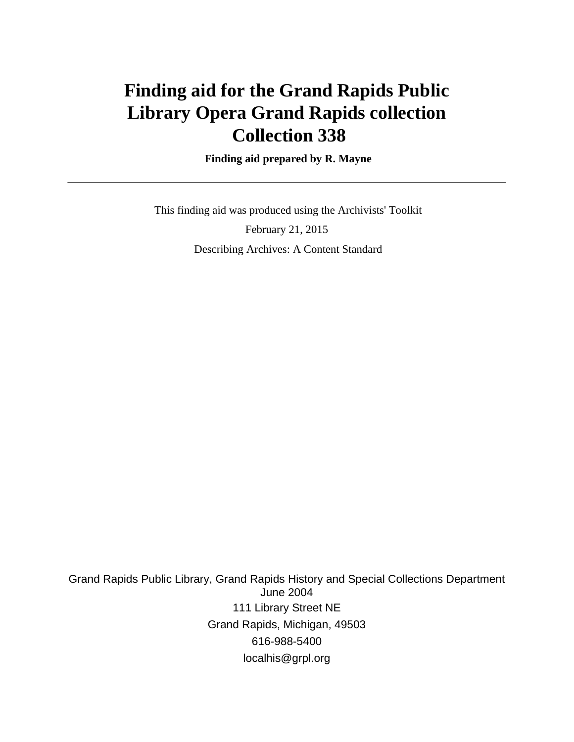# Finding aid for the Grand Rapids Public Library Opera Grand Rapids collection Collection 338

**Finding aid prepared by R. Mayne**

---

This finding aid was produced using the Archivists' Toolkit

February 21, 2015

Describing Archives: A Content Standard

Grand Rapids Public Library, Grand Rapids History and Special Collections Department
June 2004
111 Library Street NE
Grand Rapids, Michigan, 49503
616-988-5400
localhis@grpl.org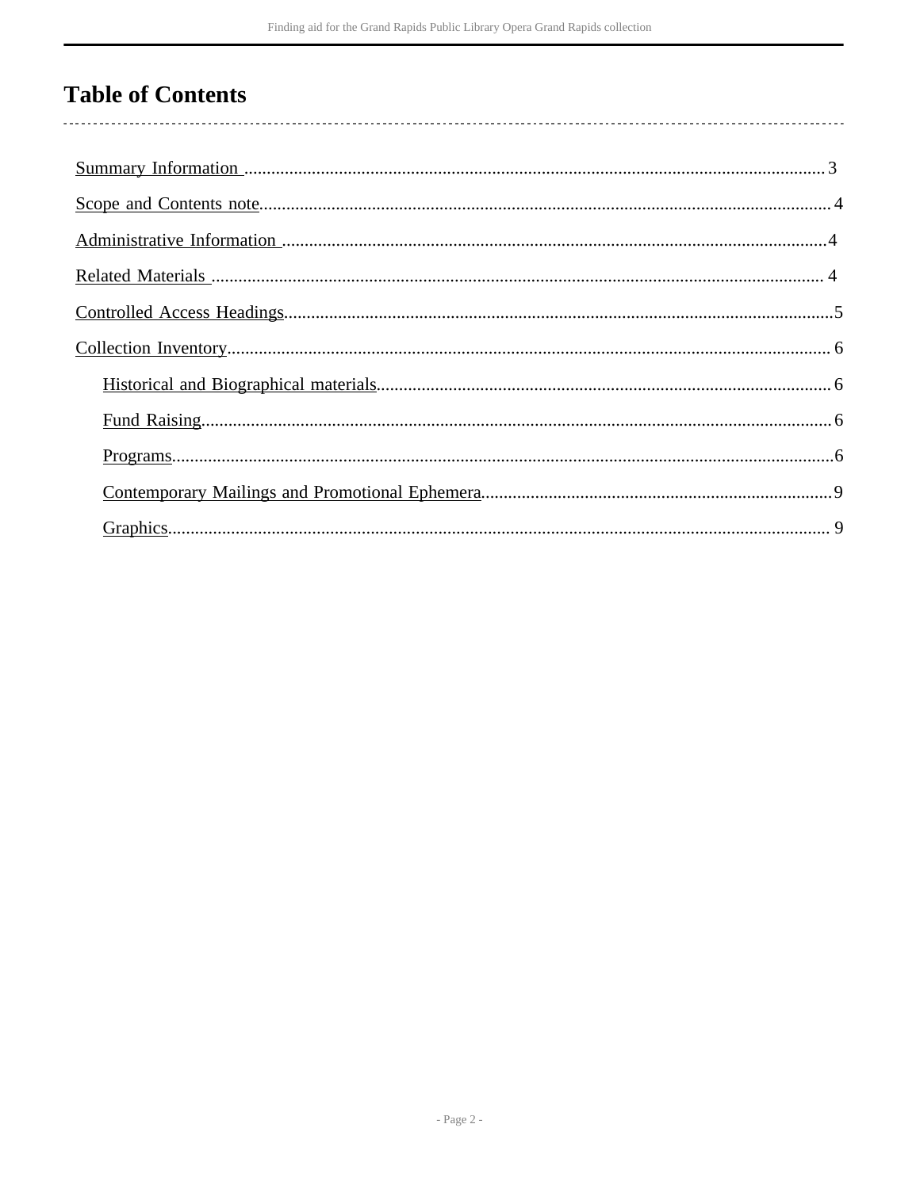# Table of Contents

- Summary Information ..... 3
- Scope and Contents note ..... 4
- Administrative Information ..... 4
- Related Materials ..... 4
- Controlled Access Headings ..... 5
- Collection Inventory ..... 6
    - Historical and Biographical materials ..... 6
    - Fund Raising ..... 6
    - Programs ..... 6
    - Contemporary Mailings and Promotional Ephemera ..... 9
    - Graphics ..... 9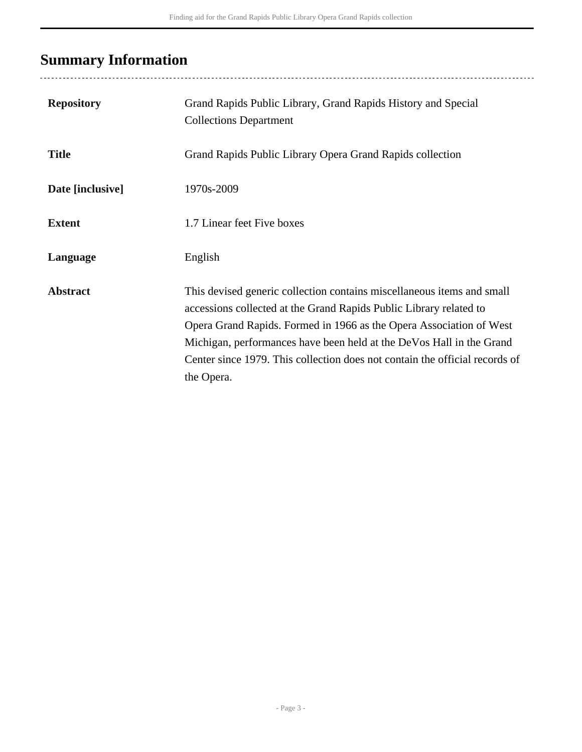## Summary Information

| | |
|---|---|
| **Repository** | Grand Rapids Public Library, Grand Rapids History and Special Collections Department |
| **Title** | Grand Rapids Public Library Opera Grand Rapids collection |
| **Date [inclusive]** | 1970s-2009 |
| **Extent** | 1.7 Linear feet Five boxes |
| **Language** | English |
| **Abstract** | This devised generic collection contains miscellaneous items and small accessions collected at the Grand Rapids Public Library related to Opera Grand Rapids. Formed in 1966 as the Opera Association of West Michigan, performances have been held at the DeVos Hall in the Grand Center since 1979. This collection does not contain the official records of the Opera. |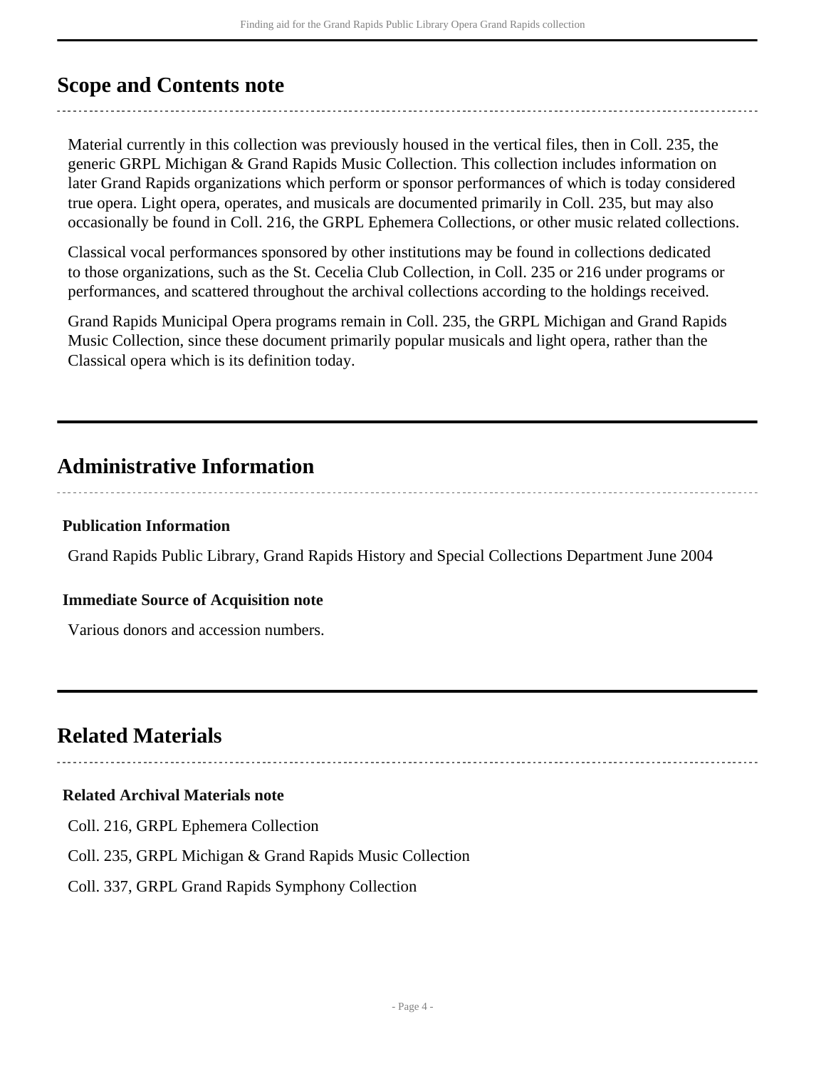## Scope and Contents note

Material currently in this collection was previously housed in the vertical files, then in Coll. 235, the generic GRPL Michigan & Grand Rapids Music Collection. This collection includes information on later Grand Rapids organizations which perform or sponsor performances of which is today considered true opera. Light opera, operates, and musicals are documented primarily in Coll. 235, but may also occasionally be found in Coll. 216, the GRPL Ephemera Collections, or other music related collections.

Classical vocal performances sponsored by other institutions may be found in collections dedicated to those organizations, such as the St. Cecelia Club Collection, in Coll. 235 or 216 under programs or performances, and scattered throughout the archival collections according to the holdings received.

Grand Rapids Municipal Opera programs remain in Coll. 235, the GRPL Michigan and Grand Rapids Music Collection, since these document primarily popular musicals and light opera, rather than the Classical opera which is its definition today.

## Administrative Information

### Publication Information

Grand Rapids Public Library, Grand Rapids History and Special Collections Department June 2004

### Immediate Source of Acquisition note

Various donors and accession numbers.

## Related Materials

### Related Archival Materials note

Coll. 216, GRPL Ephemera Collection

Coll. 235, GRPL Michigan & Grand Rapids Music Collection

Coll. 337, GRPL Grand Rapids Symphony Collection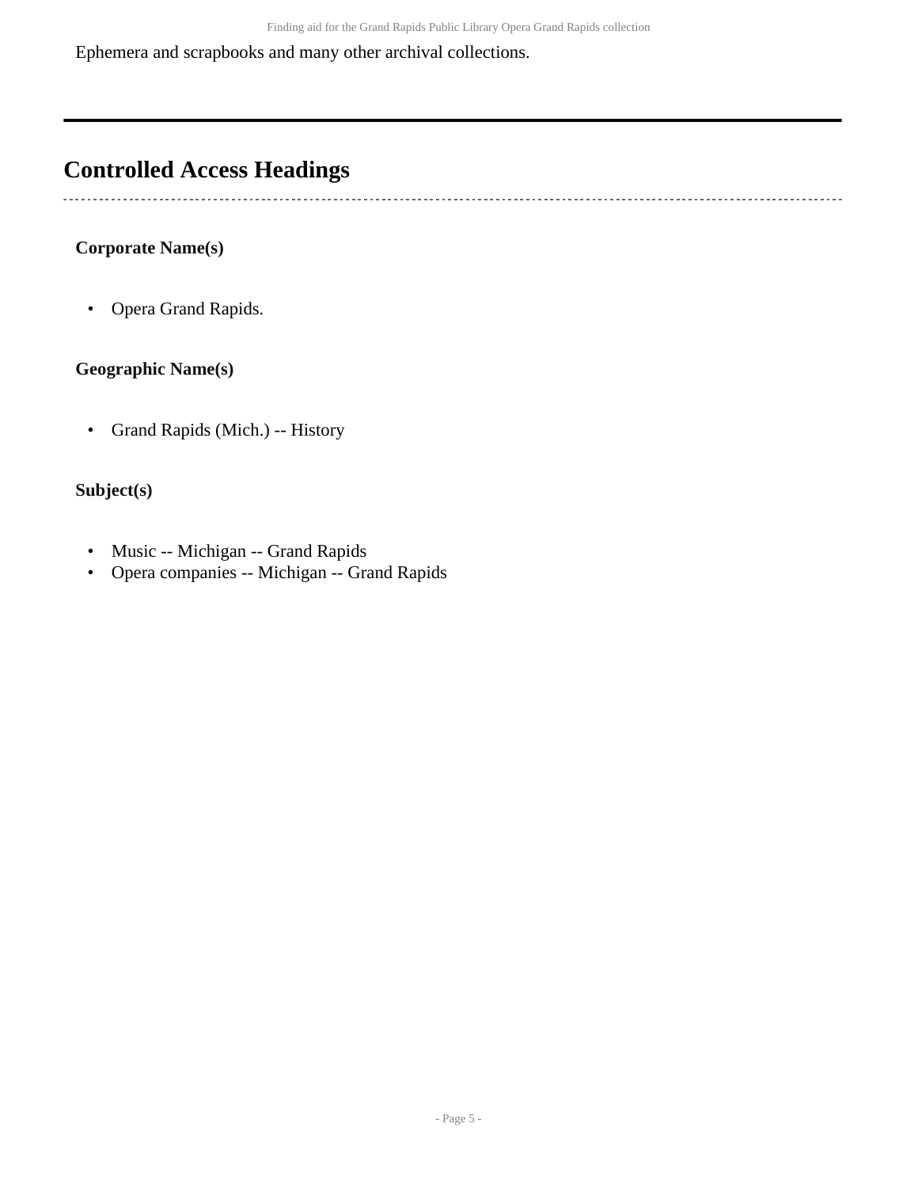Ephemera and scrapbooks and many other archival collections.

---

## Controlled Access Headings

**Corporate Name(s)**

- Opera Grand Rapids.

**Geographic Name(s)**

- Grand Rapids (Mich.) -- History

**Subject(s)**

- Music -- Michigan -- Grand Rapids
- Opera companies -- Michigan -- Grand Rapids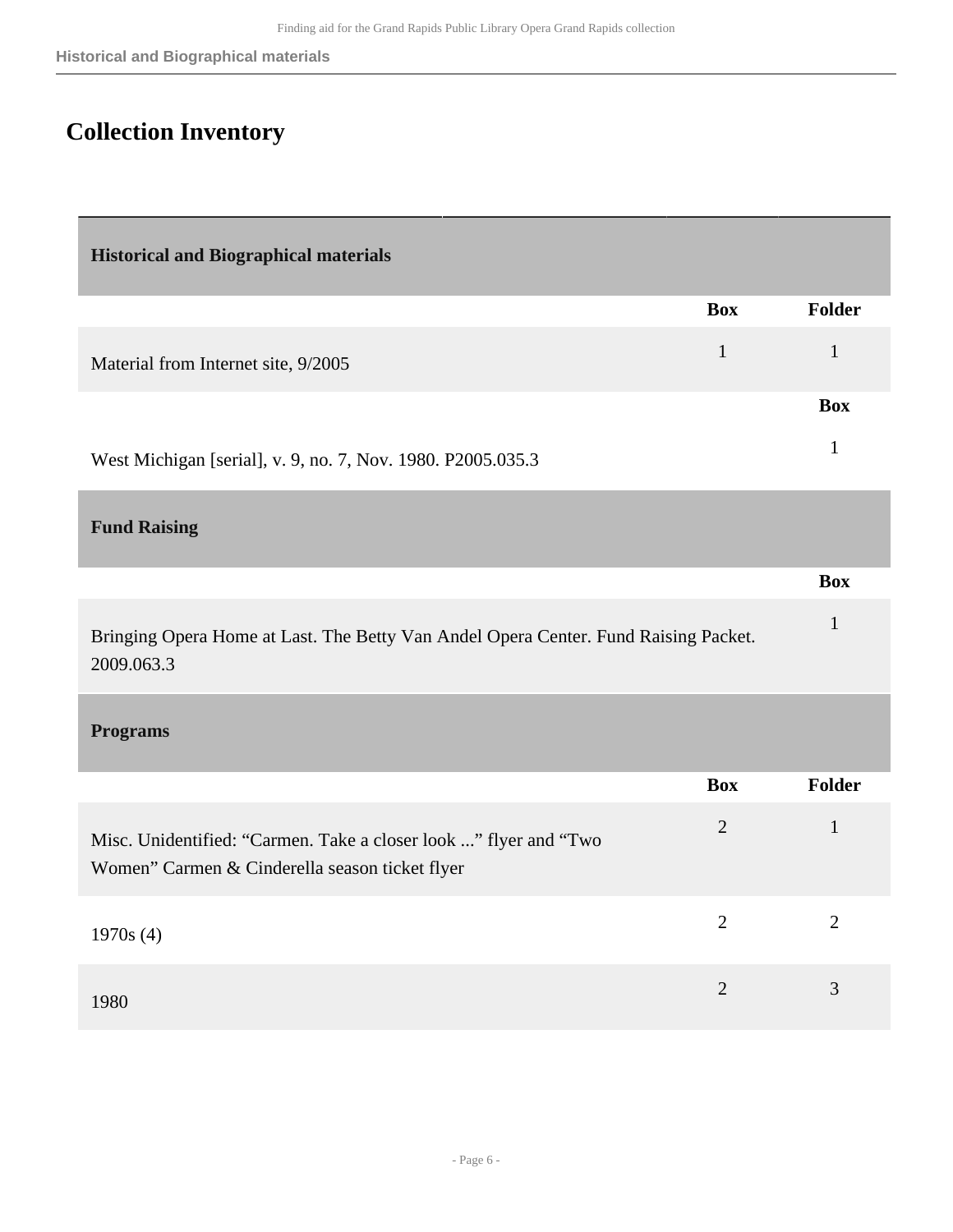## Collection Inventory

### Historical and Biographical materials

| | Box | Folder |
|---|---|---|
| Material from Internet site, 9/2005 | 1 | 1 |

| | Box |
|---|---|
| West Michigan [serial], v. 9, no. 7, Nov. 1980. P2005.035.3 | 1 |

### Fund Raising

| | Box |
|---|---|
| Bringing Opera Home at Last. The Betty Van Andel Opera Center. Fund Raising Packet. 2009.063.3 | 1 |

### Programs

| | Box | Folder |
|---|---|---|
| Misc. Unidentified: "Carmen. Take a closer look ..." flyer and "Two Women" Carmen & Cinderella season ticket flyer | 2 | 1 |
| 1970s (4) | 2 | 2 |
| 1980 | 2 | 3 |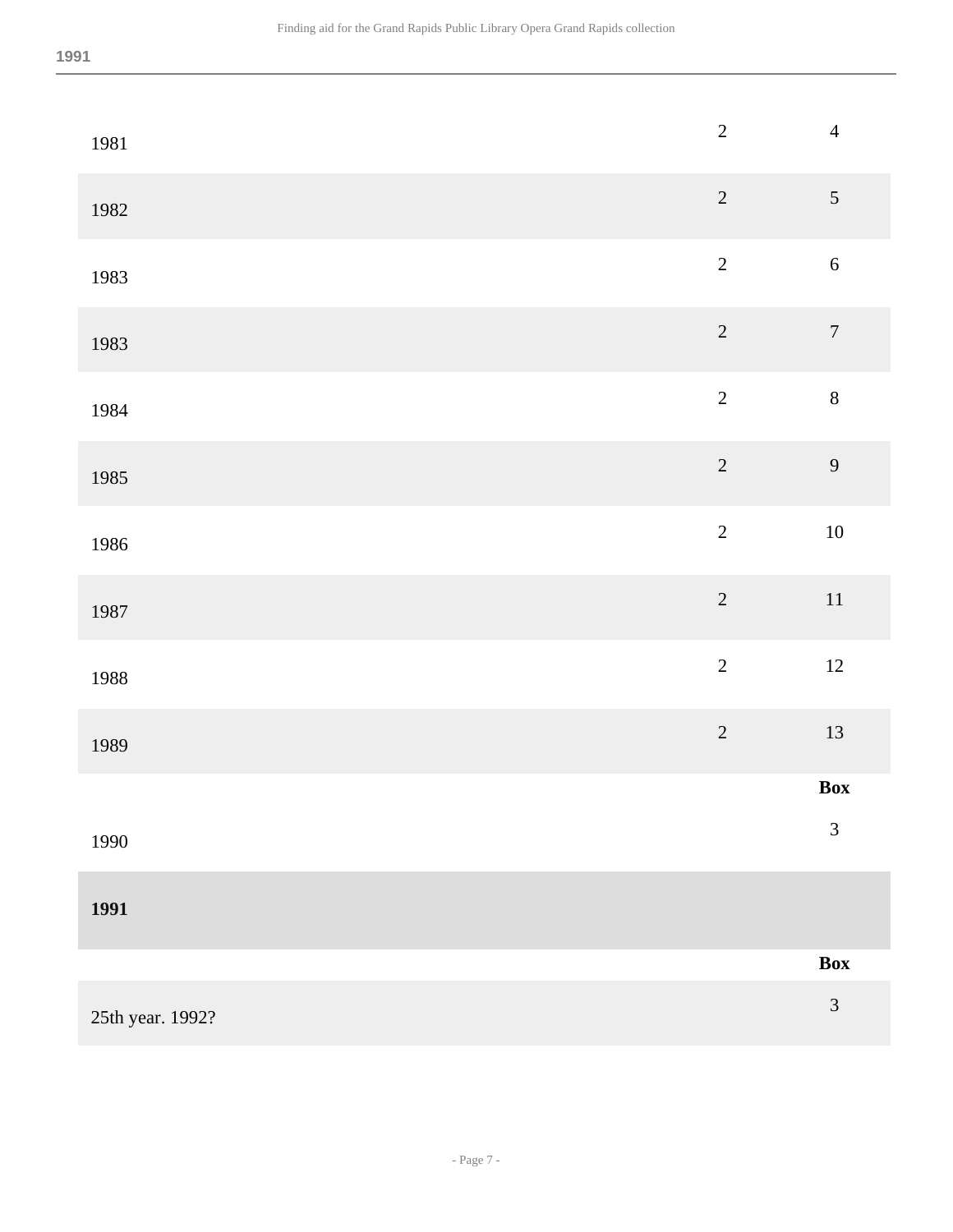| | | |
|---|---|---|
| 1981 | 2 | 4 |
| 1982 | 2 | 5 |
| 1983 | 2 | 6 |
| 1983 | 2 | 7 |
| 1984 | 2 | 8 |
| 1985 | 2 | 9 |
| 1986 | 2 | 10 |
| 1987 | 2 | 11 |
| 1988 | 2 | 12 |
| 1989 | 2 | 13 |

| | **Box** |
|---|---|
| 1990 | 3 |

## 1991

| | **Box** |
|---|---|
| 25th year. 1992? | 3 |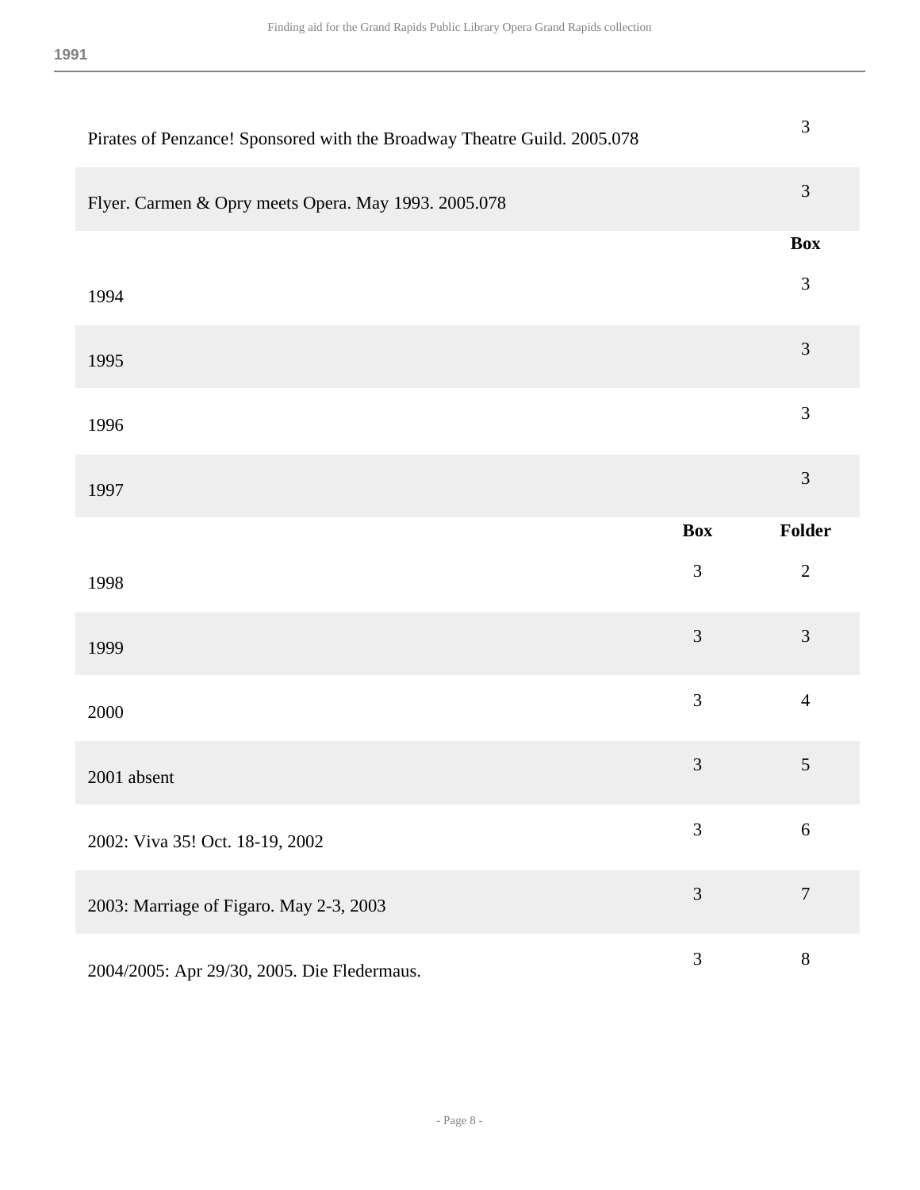**1991**

| | Box |
|---|---|
| Pirates of Penzance! Sponsored with the Broadway Theatre Guild. 2005.078 | 3 |
| Flyer. Carmen & Opry meets Opera. May 1993. 2005.078 | 3 |

| | Box |
|---|---|
| 1994 | 3 |
| 1995 | 3 |
| 1996 | 3 |
| 1997 | 3 |

| | Box | Folder |
|---|---|---|
| 1998 | 3 | 2 |
| 1999 | 3 | 3 |
| 2000 | 3 | 4 |
| 2001 absent | 3 | 5 |
| 2002: Viva 35! Oct. 18-19, 2002 | 3 | 6 |
| 2003: Marriage of Figaro. May 2-3, 2003 | 3 | 7 |
| 2004/2005: Apr 29/30, 2005. Die Fledermaus. | 3 | 8 |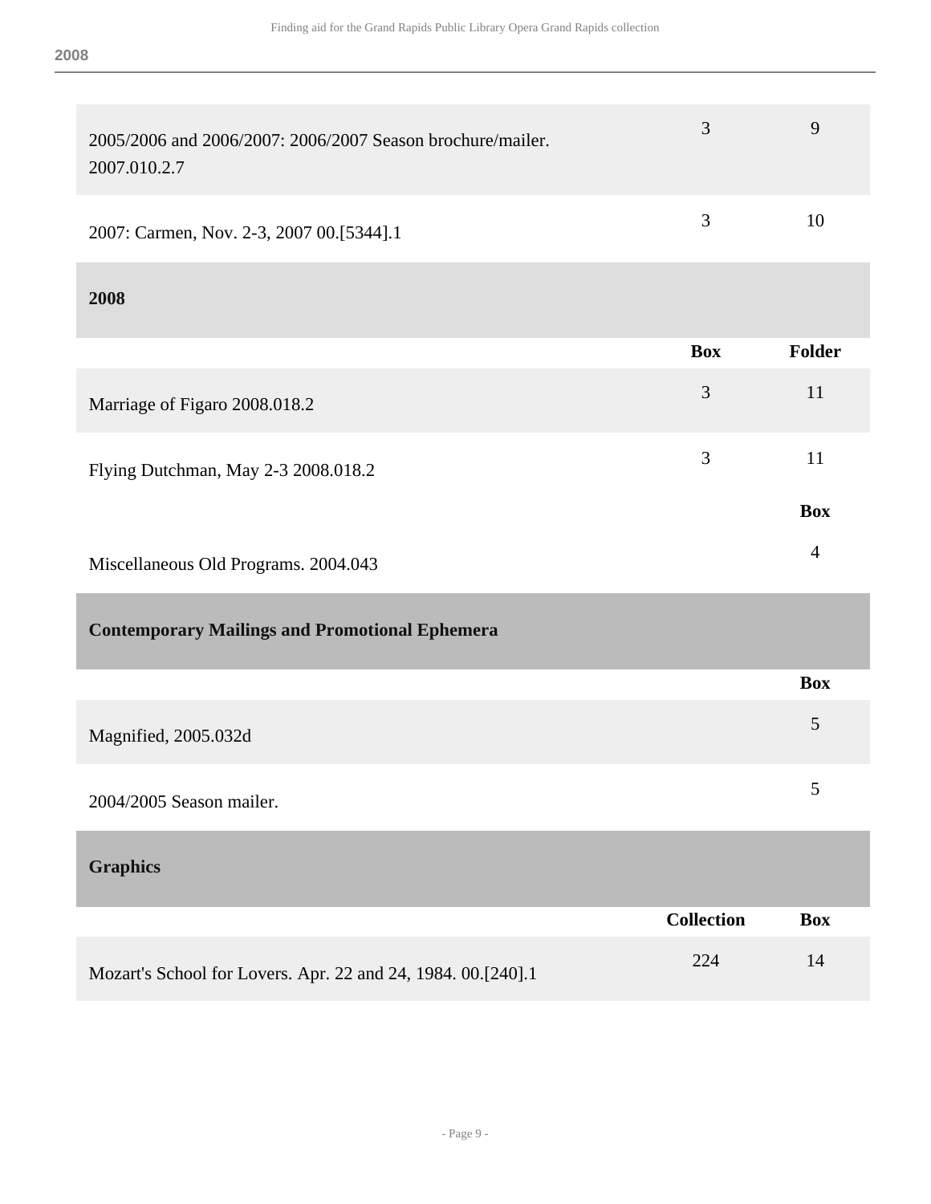| | | |
|---|---|---|
| 2005/2006 and 2006/2007: 2006/2007 Season brochure/mailer. 2007.010.2.7 | 3 | 9 |
| 2007: Carmen, Nov. 2-3, 2007 00.[5344].1 | 3 | 10 |

### 2008

| | Box | Folder |
|---|---|---|
| Marriage of Figaro 2008.018.2 | 3 | 11 |
| Flying Dutchman, May 2-3 2008.018.2 | 3 | 11 |

| | Box |
|---|---|
| Miscellaneous Old Programs. 2004.043 | 4 |

## Contemporary Mailings and Promotional Ephemera

| | Box |
|---|---|
| Magnified, 2005.032d | 5 |
| 2004/2005 Season mailer. | 5 |

## Graphics

| | Collection | Box |
|---|---|---|
| Mozart's School for Lovers. Apr. 22 and 24, 1984. 00.[240].1 | 224 | 14 |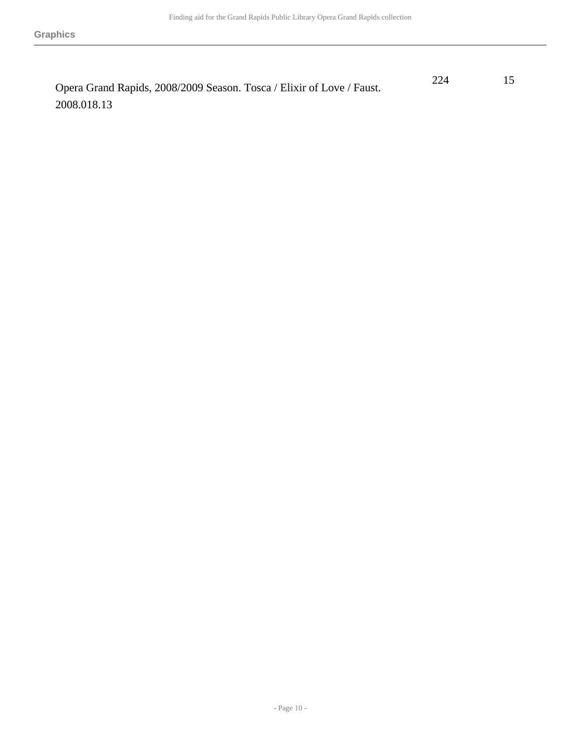| | | |
| --- | --- | --- |
| Opera Grand Rapids, 2008/2009 Season. Tosca / Elixir of Love / Faust. 2008.018.13 | 224 | 15 |